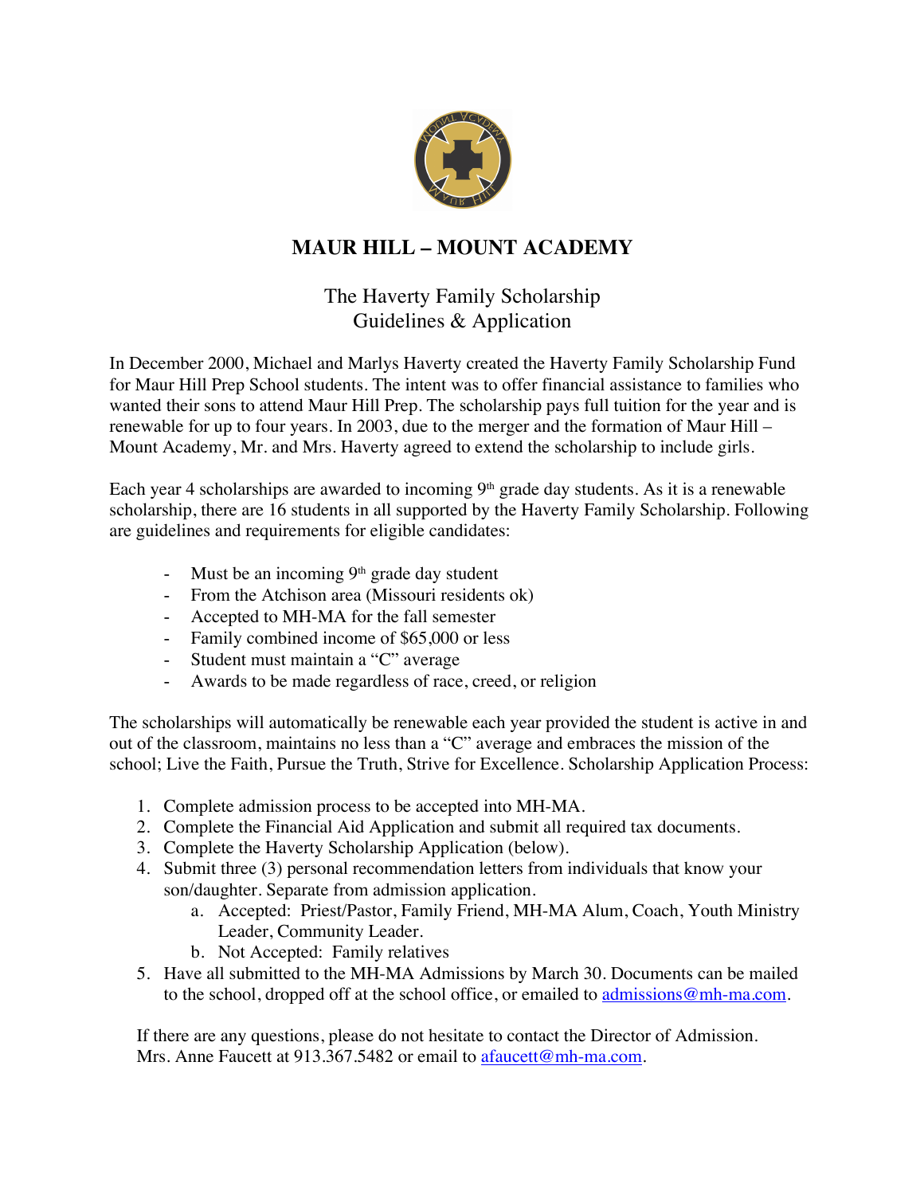# MAUR HILL – MOUNT ACADEMY

## The Haverty Family Scholarship
## Guidelines & Application

In December 2000, Michael and Marlys Haverty created the Haverty Family Scholarship Fund for Maur Hill Prep School students. The intent was to offer financial assistance to families who wanted their sons to attend Maur Hill Prep. The scholarship pays full tuition for the year and is renewable for up to four years. In 2003, due to the merger and the formation of Maur Hill – Mount Academy, Mr. and Mrs. Haverty agreed to extend the scholarship to include girls.

Each year 4 scholarships are awarded to incoming 9th grade day students. As it is a renewable scholarship, there are 16 students in all supported by the Haverty Family Scholarship. Following are guidelines and requirements for eligible candidates:

- Must be an incoming 9th grade day student
- From the Atchison area (Missouri residents ok)
- Accepted to MH-MA for the fall semester
- Family combined income of $65,000 or less
- Student must maintain a "C" average
- Awards to be made regardless of race, creed, or religion

The scholarships will automatically be renewable each year provided the student is active in and out of the classroom, maintains no less than a "C" average and embraces the mission of the school; Live the Faith, Pursue the Truth, Strive for Excellence. Scholarship Application Process:

1. Complete admission process to be accepted into MH-MA.
2. Complete the Financial Aid Application and submit all required tax documents.
3. Complete the Haverty Scholarship Application (below).
4. Submit three (3) personal recommendation letters from individuals that know your son/daughter. Separate from admission application.
   a. Accepted: Priest/Pastor, Family Friend, MH-MA Alum, Coach, Youth Ministry Leader, Community Leader.
   b. Not Accepted: Family relatives
5. Have all submitted to the MH-MA Admissions by March 30. Documents can be mailed to the school, dropped off at the school office, or emailed to admissions@mh-ma.com.

If there are any questions, please do not hesitate to contact the Director of Admission. Mrs. Anne Faucett at 913.367.5482 or email to afaucett@mh-ma.com.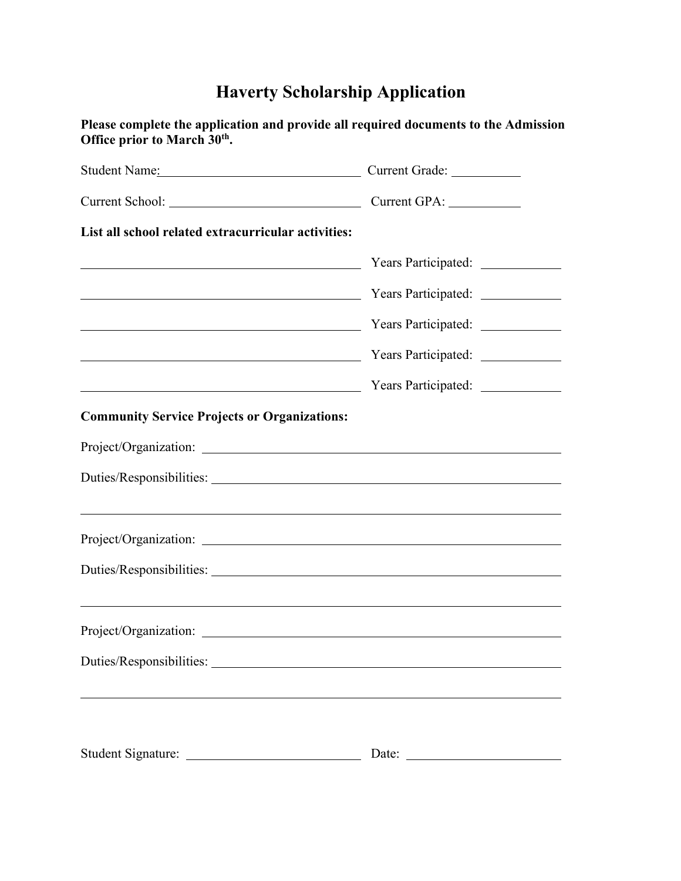# Haverty Scholarship Application

**Please complete the application and provide all required documents to the Admission Office prior to March 30th.**

Student Name: ______________________________ Current Grade: __________

Current School: ______________________________ Current GPA: __________

**List all school related extracurricular activities:**

______________________________ Years Participated: __________

______________________________ Years Participated: __________

______________________________ Years Participated: __________

______________________________ Years Participated: __________

______________________________ Years Participated: __________

**Community Service Projects or Organizations:**

Project/Organization: ______________________________

Duties/Responsibilities: ______________________________

______________________________

Project/Organization: ______________________________

Duties/Responsibilities: ______________________________

______________________________

Project/Organization: ______________________________

Duties/Responsibilities: ______________________________

______________________________

Student Signature: ______________________________ Date: ______________________________